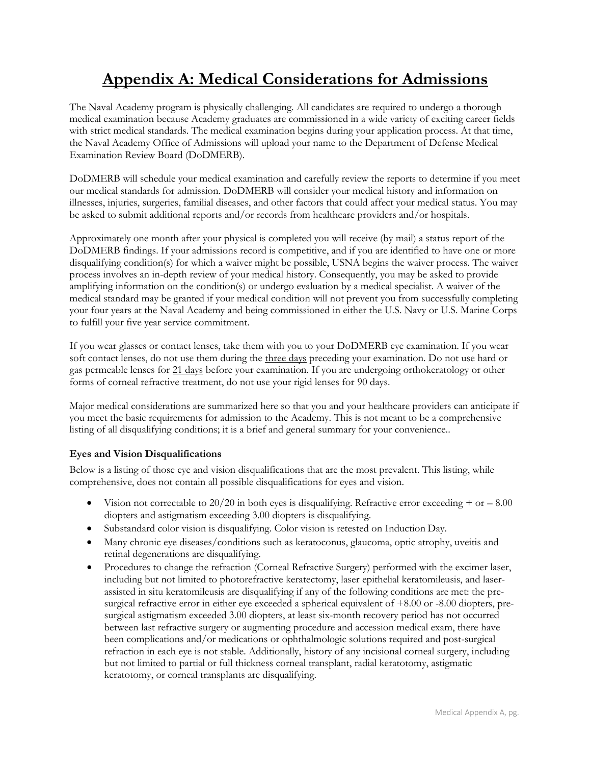# Appendix A: Medical Considerations for Admissions

The Naval Academy program is physically challenging. All candidates are required to undergo a thorough medical examination because Academy graduates are commissioned in a wide variety of exciting career fields with strict medical standards. The medical examination begins during your application process. At that time, the Naval Academy Office of Admissions will upload your name to the Department of Defense Medical Examination Review Board (DoDMERB).

DoDMERB will schedule your medical examination and carefully review the reports to determine if you meet our medical standards for admission. DoDMERB will consider your medical history and information on illnesses, injuries, surgeries, familial diseases, and other factors that could affect your medical status. You may be asked to submit additional reports and/or records from healthcare providers and/or hospitals.

Approximately one month after your physical is completed you will receive (by mail) a status report of the DoDMERB findings. If your admissions record is competitive, and if you are identified to have one or more disqualifying condition(s) for which a waiver might be possible, USNA begins the waiver process. The waiver process involves an in-depth review of your medical history. Consequently, you may be asked to provide amplifying information on the condition(s) or undergo evaluation by a medical specialist. A waiver of the medical standard may be granted if your medical condition will not prevent you from successfully completing your four years at the Naval Academy and being commissioned in either the U.S. Navy or U.S. Marine Corps to fulfill your five year service commitment.

If you wear glasses or contact lenses, take them with you to your DoDMERB eye examination. If you wear soft contact lenses, do not use them during the <u>three days</u> preceding your examination. Do not use hard or gas permeable lenses for <u>21 days</u> before your examination. If you are undergoing orthokeratology or other forms of corneal refractive treatment, do not use your rigid lenses for 90 days.

Major medical considerations are summarized here so that you and your healthcare providers can anticipate if you meet the basic requirements for admission to the Academy. This is not meant to be a comprehensive listing of all disqualifying conditions; it is a brief and general summary for your convenience..

### Eyes and Vision Disqualifications

Below is a listing of those eye and vision disqualifications that are the most prevalent. This listing, while comprehensive, does not contain all possible disqualifications for eyes and vision.

- Vision not correctable to 20/20 in both eyes is disqualifying. Refractive error exceeding + or – 8.00 diopters and astigmatism exceeding 3.00 diopters is disqualifying.
- Substandard color vision is disqualifying. Color vision is retested on Induction Day.
- Many chronic eye diseases/conditions such as keratoconus, glaucoma, optic atrophy, uveitis and retinal degenerations are disqualifying.
- Procedures to change the refraction (Corneal Refractive Surgery) performed with the excimer laser, including but not limited to photorefractive keratectomy, laser epithelial keratomileusis, and laser-assisted in situ keratomileusis are disqualifying if any of the following conditions are met: the pre-surgical refractive error in either eye exceeded a spherical equivalent of +8.00 or -8.00 diopters, pre-surgical astigmatism exceeded 3.00 diopters, at least six-month recovery period has not occurred between last refractive surgery or augmenting procedure and accession medical exam, there have been complications and/or medications or ophthalmologic solutions required and post-surgical refraction in each eye is not stable. Additionally, history of any incisional corneal surgery, including but not limited to partial or full thickness corneal transplant, radial keratotomy, astigmatic keratotomy, or corneal transplants are disqualifying.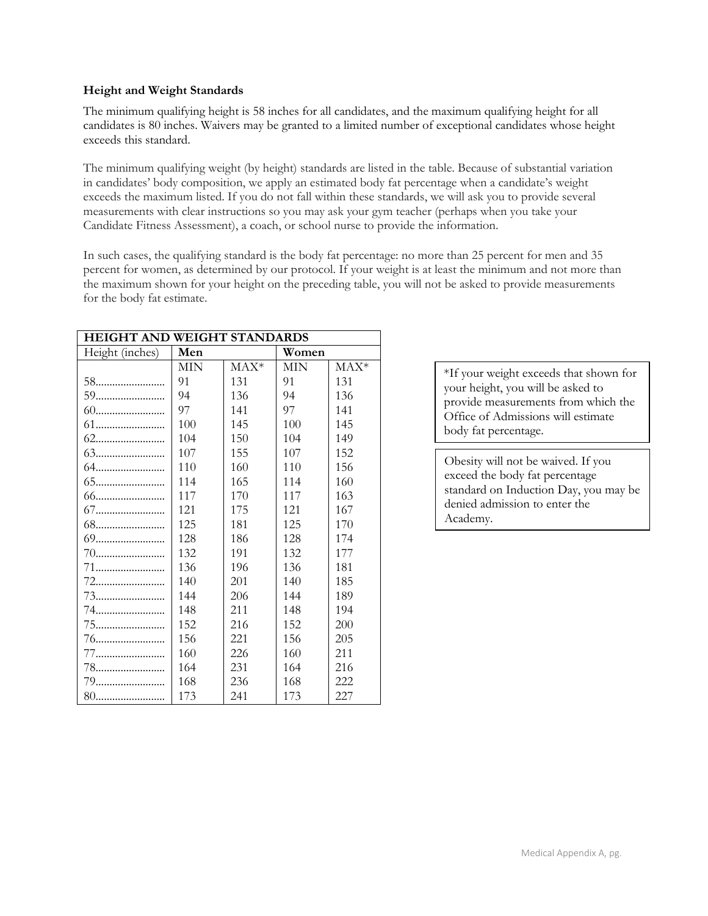**Height and Weight Standards**

The minimum qualifying height is 58 inches for all candidates, and the maximum qualifying height for all candidates is 80 inches. Waivers may be granted to a limited number of exceptional candidates whose height exceeds this standard.

The minimum qualifying weight (by height) standards are listed in the table. Because of substantial variation in candidates' body composition, we apply an estimated body fat percentage when a candidate's weight exceeds the maximum listed. If you do not fall within these standards, we will ask you to provide several measurements with clear instructions so you may ask your gym teacher (perhaps when you take your Candidate Fitness Assessment), a coach, or school nurse to provide the information.

In such cases, the qualifying standard is the body fat percentage: no more than 25 percent for men and 35 percent for women, as determined by our protocol. If your weight is at least the minimum and not more than the maximum shown for your height on the preceding table, you will not be asked to provide measurements for the body fat estimate.

| HEIGHT AND WEIGHT STANDARDS | | | | |
|---|---|---|---|---|
| Height (inches) | **Men** | | **Women** | |
| | MIN | MAX* | MIN | MAX* |
| 58 | 91 | 131 | 91 | 131 |
| 59 | 94 | 136 | 94 | 136 |
| 60 | 97 | 141 | 97 | 141 |
| 61 | 100 | 145 | 100 | 145 |
| 62 | 104 | 150 | 104 | 149 |
| 63 | 107 | 155 | 107 | 152 |
| 64 | 110 | 160 | 110 | 156 |
| 65 | 114 | 165 | 114 | 160 |
| 66 | 117 | 170 | 117 | 163 |
| 67 | 121 | 175 | 121 | 167 |
| 68 | 125 | 181 | 125 | 170 |
| 69 | 128 | 186 | 128 | 174 |
| 70 | 132 | 191 | 132 | 177 |
| 71 | 136 | 196 | 136 | 181 |
| 72 | 140 | 201 | 140 | 185 |
| 73 | 144 | 206 | 144 | 189 |
| 74 | 148 | 211 | 148 | 194 |
| 75 | 152 | 216 | 152 | 200 |
| 76 | 156 | 221 | 156 | 205 |
| 77 | 160 | 226 | 160 | 211 |
| 78 | 164 | 231 | 164 | 216 |
| 79 | 168 | 236 | 168 | 222 |
| 80 | 173 | 241 | 173 | 227 |

*If your weight exceeds that shown for your height, you will be asked to provide measurements from which the Office of Admissions will estimate body fat percentage.

Obesity will not be waived. If you exceed the body fat percentage standard on Induction Day, you may be denied admission to enter the Academy.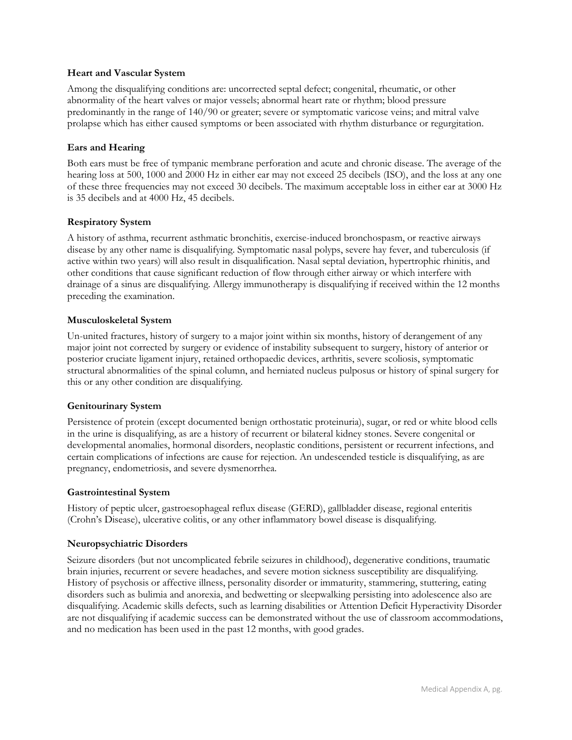### Heart and Vascular System

Among the disqualifying conditions are: uncorrected septal defect; congenital, rheumatic, or other abnormality of the heart valves or major vessels; abnormal heart rate or rhythm; blood pressure predominantly in the range of 140/90 or greater; severe or symptomatic varicose veins; and mitral valve prolapse which has either caused symptoms or been associated with rhythm disturbance or regurgitation.

### Ears and Hearing

Both ears must be free of tympanic membrane perforation and acute and chronic disease. The average of the hearing loss at 500, 1000 and 2000 Hz in either ear may not exceed 25 decibels (ISO), and the loss at any one of these three frequencies may not exceed 30 decibels. The maximum acceptable loss in either ear at 3000 Hz is 35 decibels and at 4000 Hz, 45 decibels.

### Respiratory System

A history of asthma, recurrent asthmatic bronchitis, exercise-induced bronchospasm, or reactive airways disease by any other name is disqualifying. Symptomatic nasal polyps, severe hay fever, and tuberculosis (if active within two years) will also result in disqualification. Nasal septal deviation, hypertrophic rhinitis, and other conditions that cause significant reduction of flow through either airway or which interfere with drainage of a sinus are disqualifying. Allergy immunotherapy is disqualifying if received within the 12 months preceding the examination.

### Musculoskeletal System

Un-united fractures, history of surgery to a major joint within six months, history of derangement of any major joint not corrected by surgery or evidence of instability subsequent to surgery, history of anterior or posterior cruciate ligament injury, retained orthopaedic devices, arthritis, severe scoliosis, symptomatic structural abnormalities of the spinal column, and herniated nucleus pulposus or history of spinal surgery for this or any other condition are disqualifying.

### Genitourinary System

Persistence of protein (except documented benign orthostatic proteinuria), sugar, or red or white blood cells in the urine is disqualifying, as are a history of recurrent or bilateral kidney stones. Severe congenital or developmental anomalies, hormonal disorders, neoplastic conditions, persistent or recurrent infections, and certain complications of infections are cause for rejection. An undescended testicle is disqualifying, as are pregnancy, endometriosis, and severe dysmenorrhea.

### Gastrointestinal System

History of peptic ulcer, gastroesophageal reflux disease (GERD), gallbladder disease, regional enteritis (Crohn's Disease), ulcerative colitis, or any other inflammatory bowel disease is disqualifying.

### Neuropsychiatric Disorders

Seizure disorders (but not uncomplicated febrile seizures in childhood), degenerative conditions, traumatic brain injuries, recurrent or severe headaches, and severe motion sickness susceptibility are disqualifying. History of psychosis or affective illness, personality disorder or immaturity, stammering, stuttering, eating disorders such as bulimia and anorexia, and bedwetting or sleepwalking persisting into adolescence also are disqualifying. Academic skills defects, such as learning disabilities or Attention Deficit Hyperactivity Disorder are not disqualifying if academic success can be demonstrated without the use of classroom accommodations, and no medication has been used in the past 12 months, with good grades.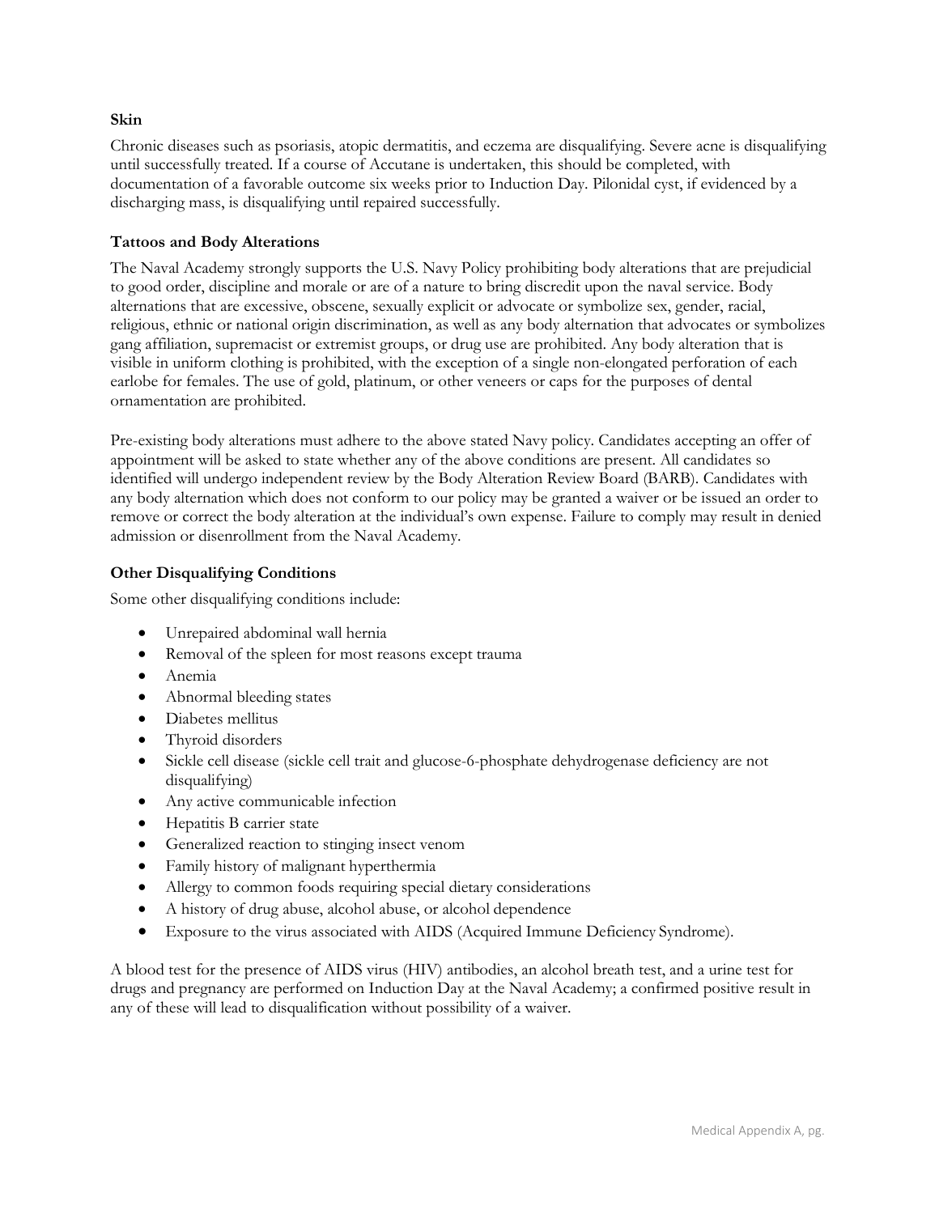**Skin**

Chronic diseases such as psoriasis, atopic dermatitis, and eczema are disqualifying. Severe acne is disqualifying until successfully treated. If a course of Accutane is undertaken, this should be completed, with documentation of a favorable outcome six weeks prior to Induction Day. Pilonidal cyst, if evidenced by a discharging mass, is disqualifying until repaired successfully.

**Tattoos and Body Alterations**

The Naval Academy strongly supports the U.S. Navy Policy prohibiting body alterations that are prejudicial to good order, discipline and morale or are of a nature to bring discredit upon the naval service. Body alternations that are excessive, obscene, sexually explicit or advocate or symbolize sex, gender, racial, religious, ethnic or national origin discrimination, as well as any body alternation that advocates or symbolizes gang affiliation, supremacist or extremist groups, or drug use are prohibited. Any body alteration that is visible in uniform clothing is prohibited, with the exception of a single non-elongated perforation of each earlobe for females. The use of gold, platinum, or other veneers or caps for the purposes of dental ornamentation are prohibited.

Pre-existing body alterations must adhere to the above stated Navy policy. Candidates accepting an offer of appointment will be asked to state whether any of the above conditions are present. All candidates so identified will undergo independent review by the Body Alteration Review Board (BARB). Candidates with any body alternation which does not conform to our policy may be granted a waiver or be issued an order to remove or correct the body alteration at the individual's own expense. Failure to comply may result in denied admission or disenrollment from the Naval Academy.

**Other Disqualifying Conditions**

Some other disqualifying conditions include:

- Unrepaired abdominal wall hernia
- Removal of the spleen for most reasons except trauma
- Anemia
- Abnormal bleeding states
- Diabetes mellitus
- Thyroid disorders
- Sickle cell disease (sickle cell trait and glucose-6-phosphate dehydrogenase deficiency are not disqualifying)
- Any active communicable infection
- Hepatitis B carrier state
- Generalized reaction to stinging insect venom
- Family history of malignant hyperthermia
- Allergy to common foods requiring special dietary considerations
- A history of drug abuse, alcohol abuse, or alcohol dependence
- Exposure to the virus associated with AIDS (Acquired Immune Deficiency Syndrome).

A blood test for the presence of AIDS virus (HIV) antibodies, an alcohol breath test, and a urine test for drugs and pregnancy are performed on Induction Day at the Naval Academy; a confirmed positive result in any of these will lead to disqualification without possibility of a waiver.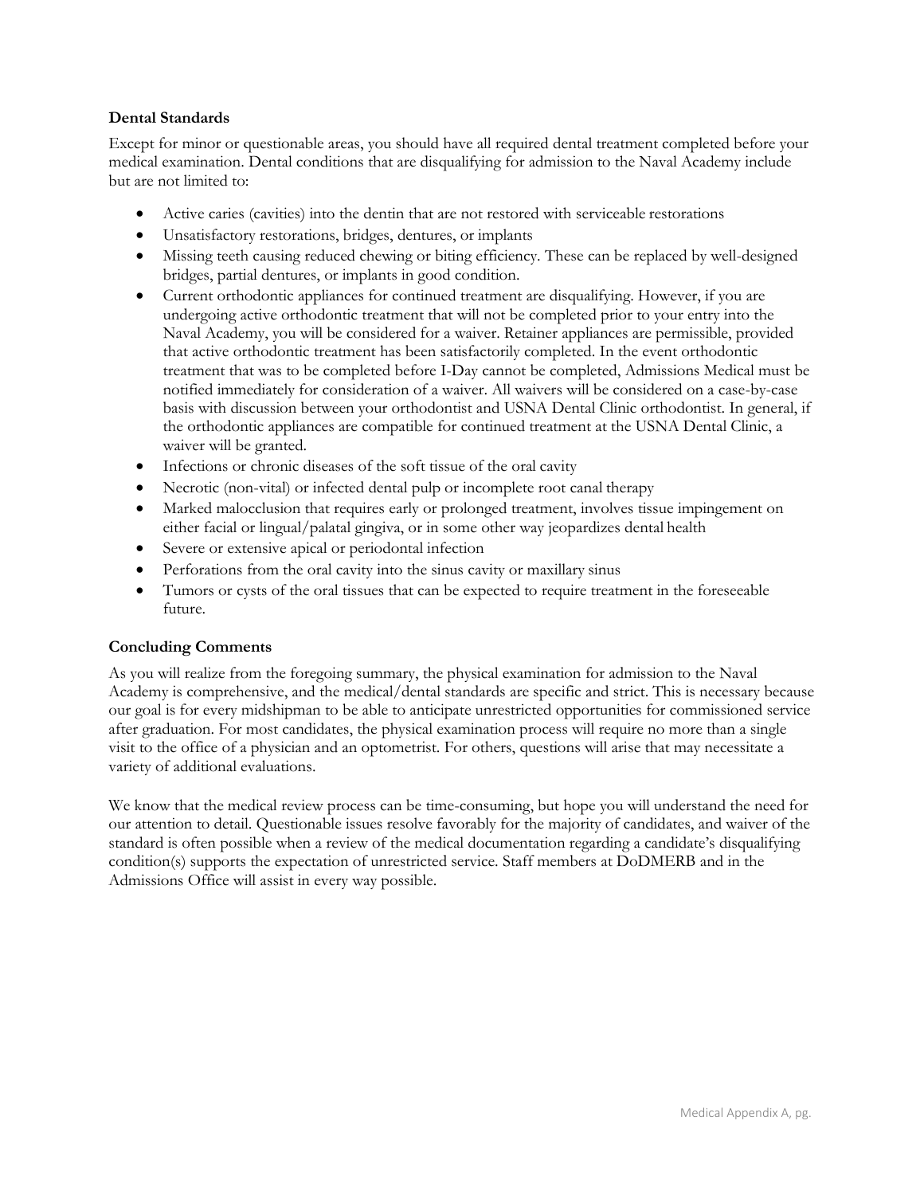**Dental Standards**

Except for minor or questionable areas, you should have all required dental treatment completed before your medical examination. Dental conditions that are disqualifying for admission to the Naval Academy include but are not limited to:

- Active caries (cavities) into the dentin that are not restored with serviceable restorations
- Unsatisfactory restorations, bridges, dentures, or implants
- Missing teeth causing reduced chewing or biting efficiency. These can be replaced by well-designed bridges, partial dentures, or implants in good condition.
- Current orthodontic appliances for continued treatment are disqualifying. However, if you are undergoing active orthodontic treatment that will not be completed prior to your entry into the Naval Academy, you will be considered for a waiver. Retainer appliances are permissible, provided that active orthodontic treatment has been satisfactorily completed. In the event orthodontic treatment that was to be completed before I-Day cannot be completed, Admissions Medical must be notified immediately for consideration of a waiver. All waivers will be considered on a case-by-case basis with discussion between your orthodontist and USNA Dental Clinic orthodontist. In general, if the orthodontic appliances are compatible for continued treatment at the USNA Dental Clinic, a waiver will be granted.
- Infections or chronic diseases of the soft tissue of the oral cavity
- Necrotic (non-vital) or infected dental pulp or incomplete root canal therapy
- Marked malocclusion that requires early or prolonged treatment, involves tissue impingement on either facial or lingual/palatal gingiva, or in some other way jeopardizes dental health
- Severe or extensive apical or periodontal infection
- Perforations from the oral cavity into the sinus cavity or maxillary sinus
- Tumors or cysts of the oral tissues that can be expected to require treatment in the foreseeable future.

**Concluding Comments**

As you will realize from the foregoing summary, the physical examination for admission to the Naval Academy is comprehensive, and the medical/dental standards are specific and strict. This is necessary because our goal is for every midshipman to be able to anticipate unrestricted opportunities for commissioned service after graduation. For most candidates, the physical examination process will require no more than a single visit to the office of a physician and an optometrist. For others, questions will arise that may necessitate a variety of additional evaluations.

We know that the medical review process can be time-consuming, but hope you will understand the need for our attention to detail. Questionable issues resolve favorably for the majority of candidates, and waiver of the standard is often possible when a review of the medical documentation regarding a candidate's disqualifying condition(s) supports the expectation of unrestricted service. Staff members at DoDMERB and in the Admissions Office will assist in every way possible.